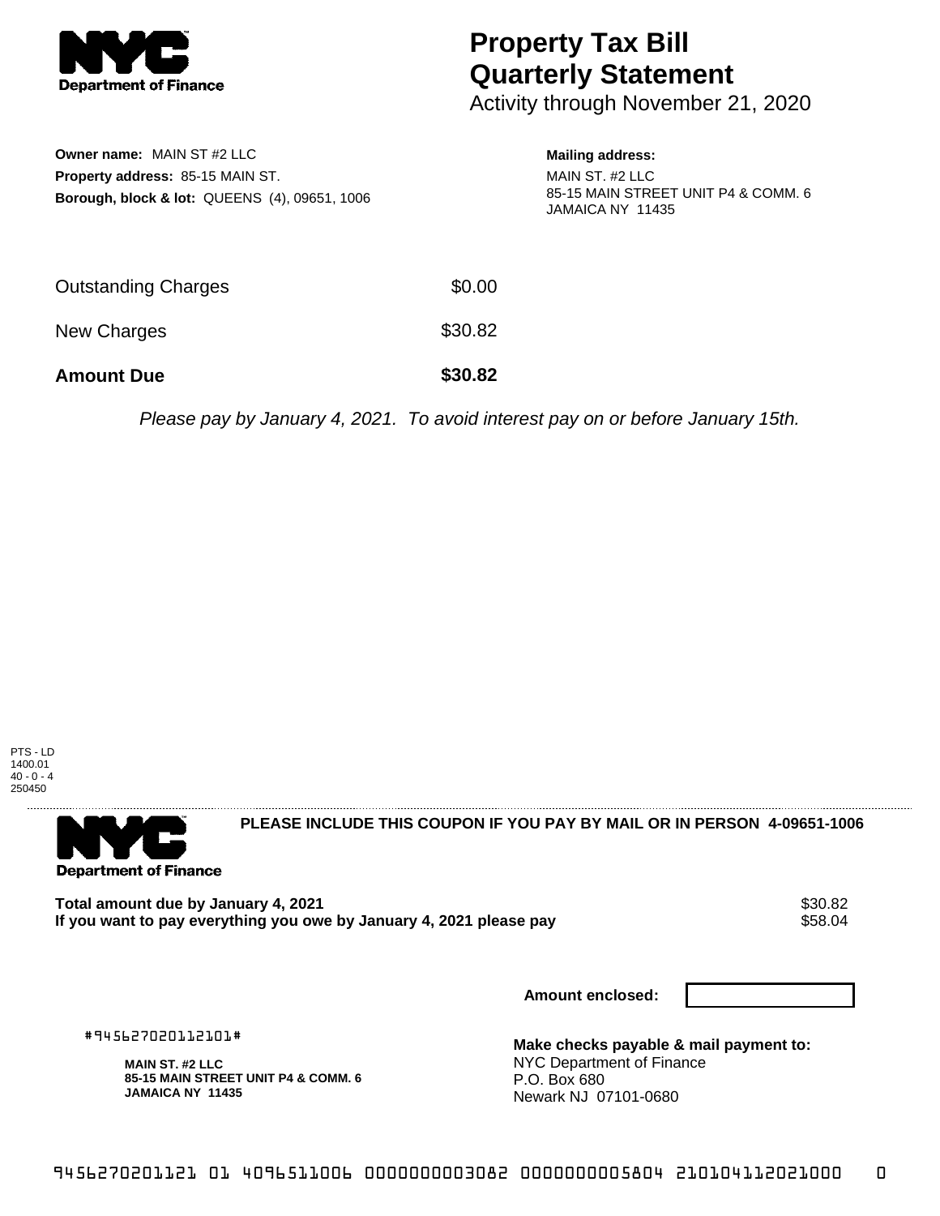# Property Tax Bill Quarterly Statement

Activity through November 21, 2020

**Owner name:** MAIN ST #2 LLC
**Property address:** 85-15 MAIN ST.
**Borough, block & lot:** QUEENS (4), 09651, 1006

**Mailing address:**
MAIN ST. #2 LLC
85-15 MAIN STREET UNIT P4 & COMM. 6
JAMAICA NY 11435

| | |
|---|---|
| Outstanding Charges | $0.00 |
| New Charges | $30.82 |
| **Amount Due** | **$30.82** |

*Please pay by January 4, 2021. To avoid interest pay on or before January 15th.*

PTS - LD
1400.01
40 - 0 - 4
250450

**PLEASE INCLUDE THIS COUPON IF YOU PAY BY MAIL OR IN PERSON 4-09651-1006**

| | |
|---|---|
| **Total amount due by January 4, 2021** | $30.82 |
| **If you want to pay everything you owe by January 4, 2021 please pay** | $58.04 |

**Amount enclosed:**

#945627020112101#

**MAIN ST. #2 LLC**
**85-15 MAIN STREET UNIT P4 & COMM. 6**
**JAMAICA NY 11435**

**Make checks payable & mail payment to:**
NYC Department of Finance
P.O. Box 680
Newark NJ 07101-0680

945627020112101 01 4096511006 0000000003082 0000000005804 210104112021000 0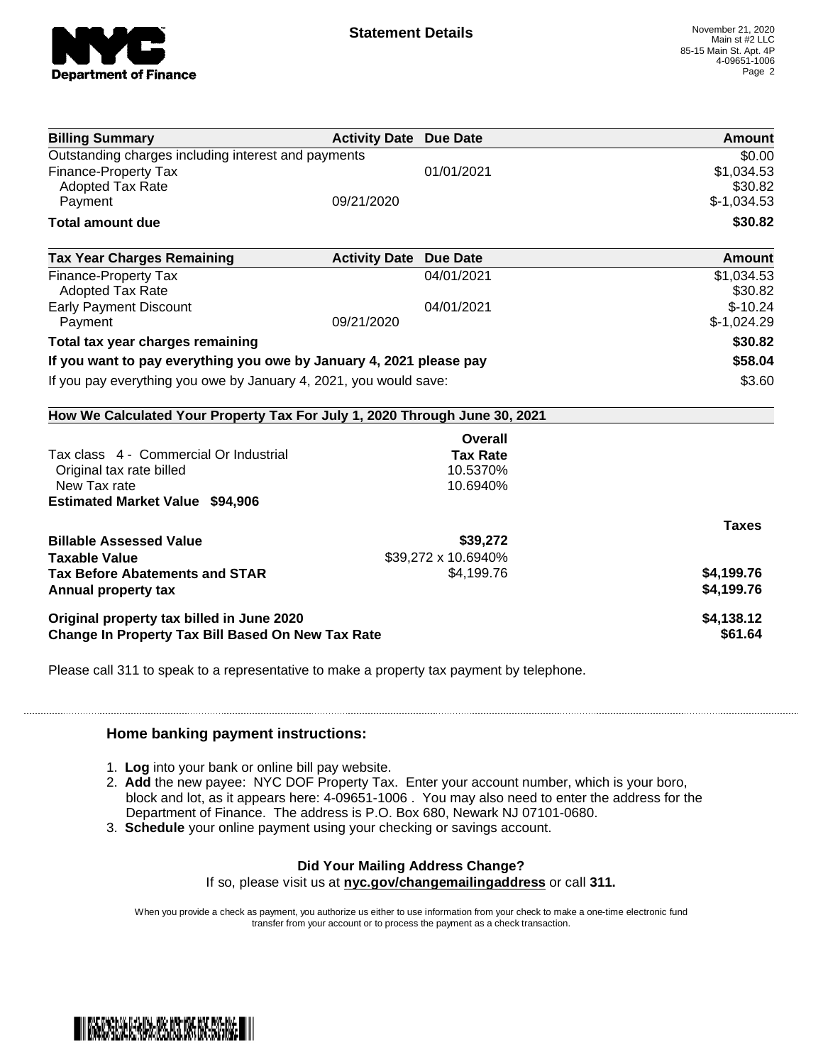## Statement Details

November 21, 2020
Main st #2 LLC
85-15 Main St. Apt. 4P
4-09651-1006

| Billing Summary | Activity Date | Due Date | Amount |
|---|---|---|---|
| Outstanding charges including interest and payments | | | $0.00 |
| Finance-Property Tax | | 01/01/2021 | $1,034.53 |
| Adopted Tax Rate | | | $30.82 |
| Payment | 09/21/2020 | | $-1,034.53 |
| **Total amount due** | | | **$30.82** |

| Tax Year Charges Remaining | Activity Date | Due Date | Amount |
|---|---|---|---|
| Finance-Property Tax | | 04/01/2021 | $1,034.53 |
| Adopted Tax Rate | | | $30.82 |
| Early Payment Discount | | 04/01/2021 | $-10.24 |
| Payment | 09/21/2020 | | $-1,024.29 |
| **Total tax year charges remaining** | | | **$30.82** |
| **If you want to pay everything you owe by January 4, 2021 please pay** | | | **$58.04** |
| If you pay everything you owe by January 4, 2021, you would save: | | | $3.60 |

### How We Calculated Your Property Tax For July 1, 2020 Through June 30, 2021

| Tax class 4 - Commercial Or Industrial | Overall Tax Rate | Taxes |
|---|---|---|
| Original tax rate billed | 10.5370% | |
| New Tax rate | 10.6940% | |
| **Estimated Market Value $94,906** | | |
| **Billable Assessed Value** | **$39,272** | |
| **Taxable Value** | $39,272 x 10.6940% | |
| **Tax Before Abatements and STAR** | $4,199.76 | **$4,199.76** |
| **Annual property tax** | | **$4,199.76** |
| **Original property tax billed in June 2020** | | **$4,138.12** |
| **Change In Property Tax Bill Based On New Tax Rate** | | **$61.64** |

Please call 311 to speak to a representative to make a property tax payment by telephone.

### Home banking payment instructions:

1. **Log** into your bank or online bill pay website.
2. **Add** the new payee: NYC DOF Property Tax. Enter your account number, which is your boro, block and lot, as it appears here: 4-09651-1006 . You may also need to enter the address for the Department of Finance. The address is P.O. Box 680, Newark NJ 07101-0680.
3. **Schedule** your online payment using your checking or savings account.

**Did Your Mailing Address Change?**
If so, please visit us at **nyc.gov/changemailingaddress** or call **311.**

When you provide a check as payment, you authorize us either to use information from your check to make a one-time electronic fund transfer from your account or to process the payment as a check transaction.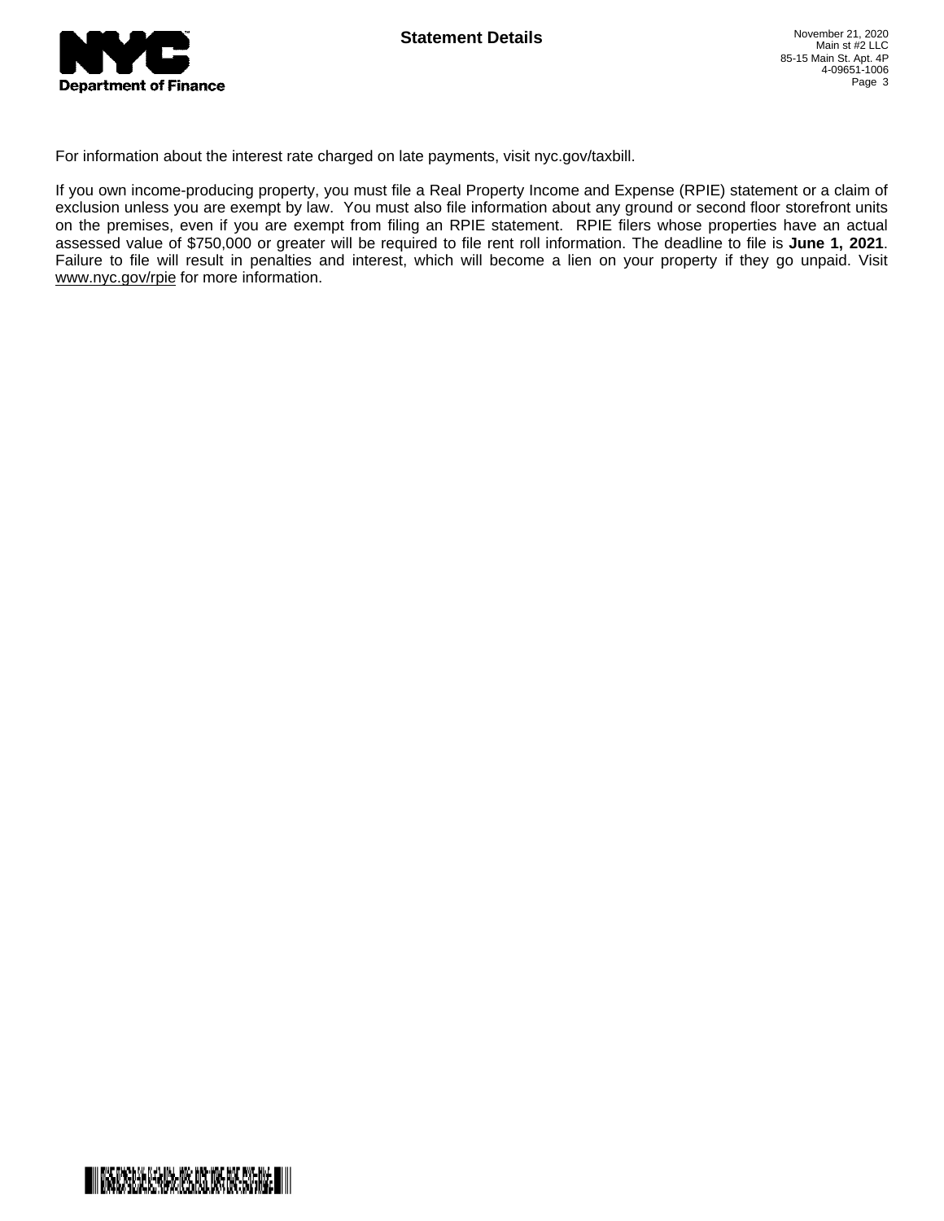For information about the interest rate charged on late payments, visit nyc.gov/taxbill.

If you own income-producing property, you must file a Real Property Income and Expense (RPIE) statement or a claim of exclusion unless you are exempt by law. You must also file information about any ground or second floor storefront units on the premises, even if you are exempt from filing an RPIE statement. RPIE filers whose properties have an actual assessed value of $750,000 or greater will be required to file rent roll information. The deadline to file is **June 1, 2021**. Failure to file will result in penalties and interest, which will become a lien on your property if they go unpaid. Visit www.nyc.gov/rpie for more information.